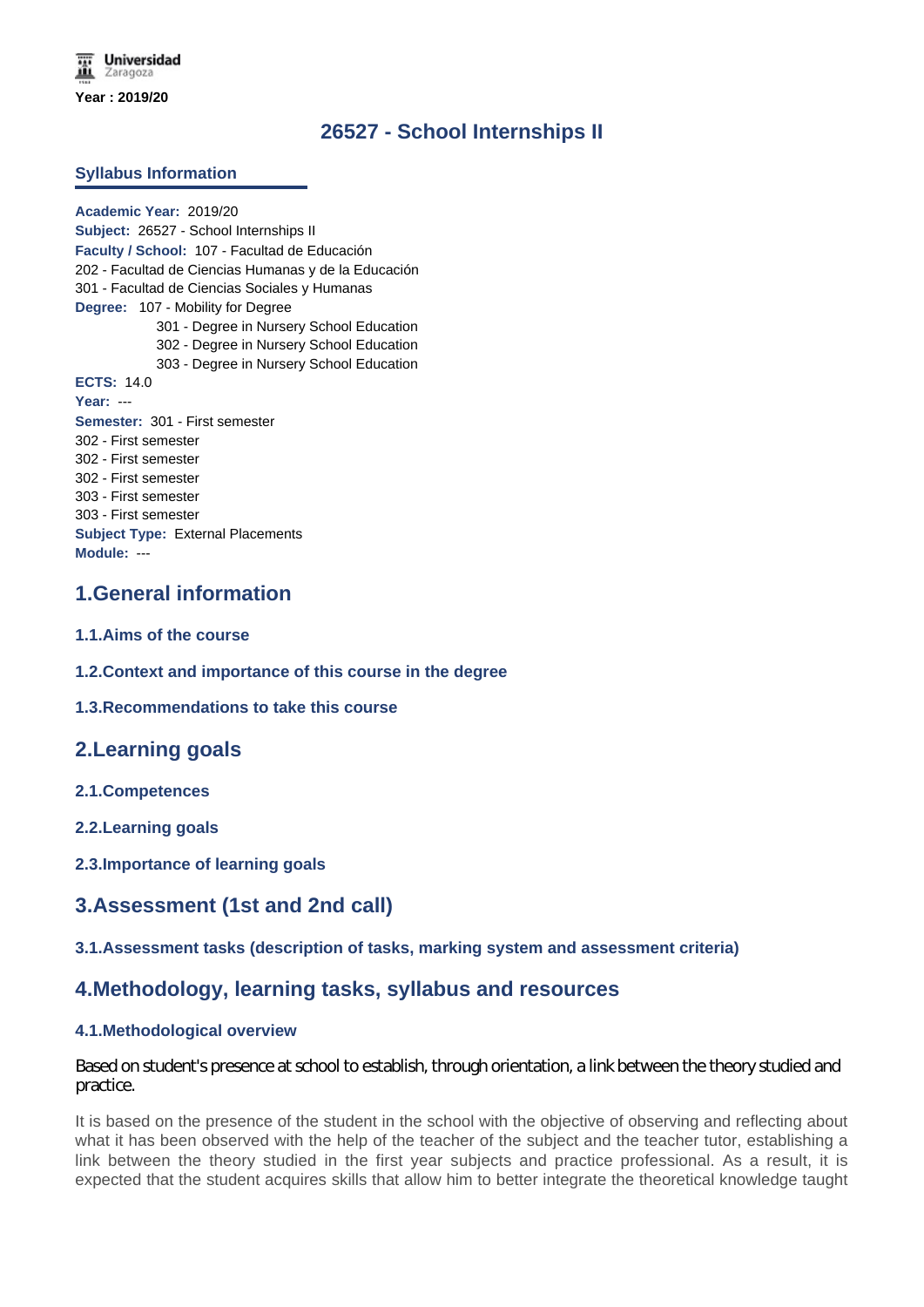Universidad Zaragoza

Year : 2019/20

# 26527 - School Internships II

## Syllabus Information

**Academic Year:** 2019/20
**Subject:** 26527 - School Internships II
**Faculty / School:** 107 - Facultad de Educación
202 - Facultad de Ciencias Humanas y de la Educación
301 - Facultad de Ciencias Sociales y Humanas
**Degree:** 107 - Mobility for Degree
301 - Degree in Nursery School Education
302 - Degree in Nursery School Education
303 - Degree in Nursery School Education
**ECTS:** 14.0
**Year:** ---
**Semester:** 301 - First semester
302 - First semester
302 - First semester
302 - First semester
303 - First semester
303 - First semester
**Subject Type:** External Placements
**Module:** ---

## 1.General information

### 1.1.Aims of the course

### 1.2.Context and importance of this course in the degree

### 1.3.Recommendations to take this course

## 2.Learning goals

### 2.1.Competences

### 2.2.Learning goals

### 2.3.Importance of learning goals

## 3.Assessment (1st and 2nd call)

### 3.1.Assessment tasks (description of tasks, marking system and assessment criteria)

## 4.Methodology, learning tasks, syllabus and resources

### 4.1.Methodological overview

Based on student's presence at school to establish, through orientation, a link between the theory studied and practice.

It is based on the presence of the student in the school with the objective of observing and reflecting about what it has been observed with the help of the teacher of the subject and the teacher tutor, establishing a link between the theory studied in the first year subjects and practice professional. As a result, it is expected that the student acquires skills that allow him to better integrate the theoretical knowledge taught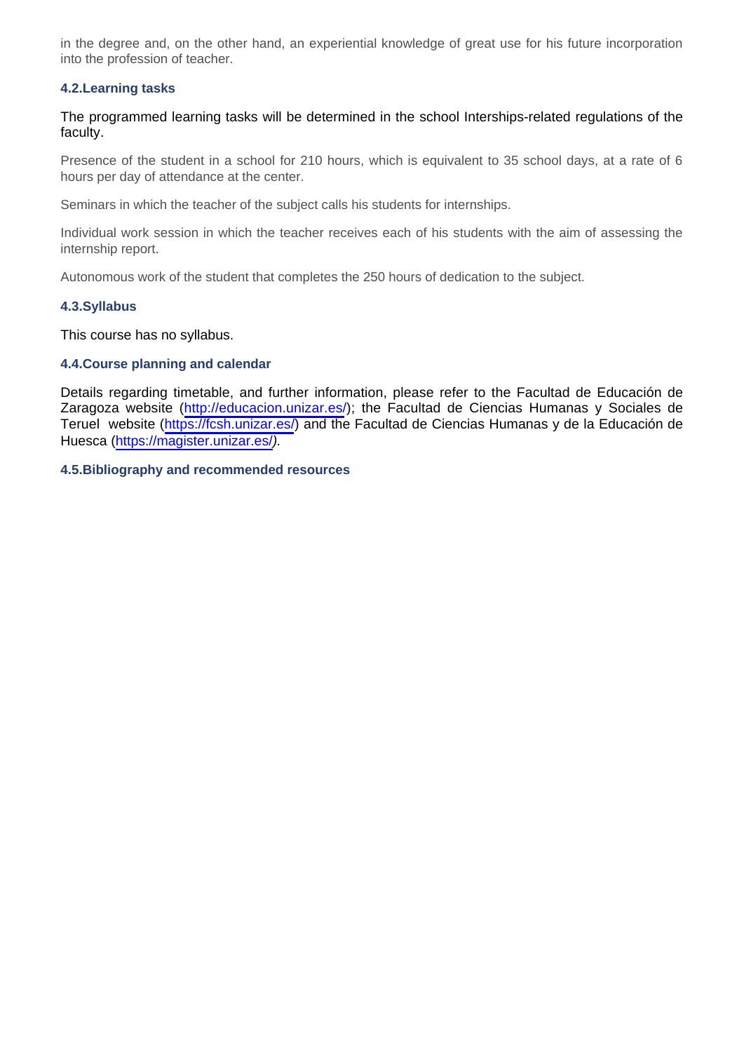in the degree and, on the other hand, an experiential knowledge of great use for his future incorporation into the profession of teacher.

### 4.2.Learning tasks

The programmed learning tasks will be determined in the school Interships-related regulations of the faculty.

Presence of the student in a school for 210 hours, which is equivalent to 35 school days, at a rate of 6 hours per day of attendance at the center.

Seminars in which the teacher of the subject calls his students for internships.

Individual work session in which the teacher receives each of his students with the aim of assessing the internship report.

Autonomous work of the student that completes the 250 hours of dedication to the subject.

### 4.3.Syllabus

This course has no syllabus.

### 4.4.Course planning and calendar

Details regarding timetable, and further information, please refer to the Facultad de Educación de Zaragoza website (http://educacion.unizar.es/); the Facultad de Ciencias Humanas y Sociales de Teruel website (https://fcsh.unizar.es/) and the Facultad de Ciencias Humanas y de la Educación de Huesca (https://magister.unizar.es/).

### 4.5.Bibliography and recommended resources